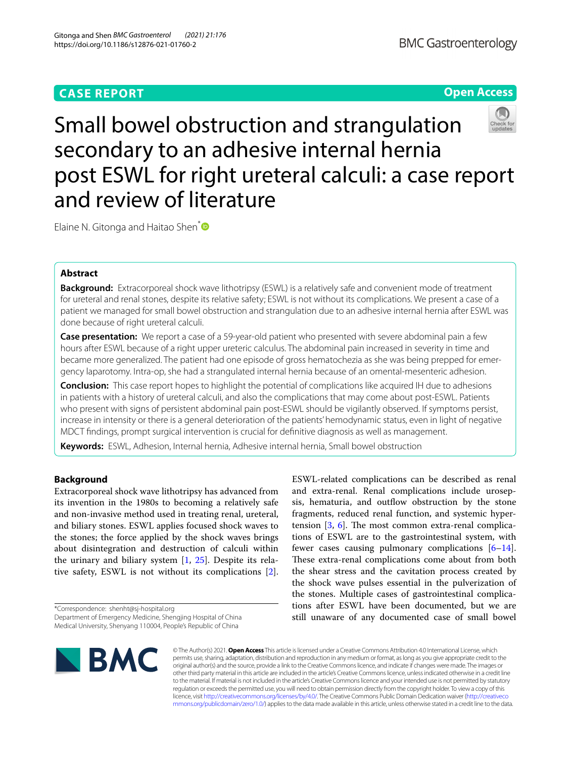CASE REPORT

Open Access

# Small bowel obstruction and strangulation secondary to an adhesive internal hernia post ESWL for right ureteral calculi: a case report and review of literature

Elaine N. Gitonga and Haitao Shen*

## Abstract

**Background:** Extracorporeal shock wave lithotripsy (ESWL) is a relatively safe and convenient mode of treatment for ureteral and renal stones, despite its relative safety; ESWL is not without its complications. We present a case of a patient we managed for small bowel obstruction and strangulation due to an adhesive internal hernia after ESWL was done because of right ureteral calculi.

**Case presentation:** We report a case of a 59-year-old patient who presented with severe abdominal pain a few hours after ESWL because of a right upper ureteric calculus. The abdominal pain increased in severity in time and became more generalized. The patient had one episode of gross hematochezia as she was being prepped for emergency laparotomy. Intra-op, she had a strangulated internal hernia because of an omental-mesenteric adhesion.

**Conclusion:** This case report hopes to highlight the potential of complications like acquired IH due to adhesions in patients with a history of ureteral calculi, and also the complications that may come about post-ESWL. Patients who present with signs of persistent abdominal pain post-ESWL should be vigilantly observed. If symptoms persist, increase in intensity or there is a general deterioration of the patients' hemodynamic status, even in light of negative MDCT findings, prompt surgical intervention is crucial for definitive diagnosis as well as management.

**Keywords:** ESWL, Adhesion, Internal hernia, Adhesive internal hernia, Small bowel obstruction

## Background

Extracorporeal shock wave lithotripsy has advanced from its invention in the 1980s to becoming a relatively safe and non-invasive method used in treating renal, ureteral, and biliary stones. ESWL applies focused shock waves to the stones; the force applied by the shock waves brings about disintegration and destruction of calculi within the urinary and biliary system [1, 25]. Despite its relative safety, ESWL is not without its complications [2].

ESWL-related complications can be described as renal and extra-renal. Renal complications include urosepsis, hematuria, and outflow obstruction by the stone fragments, reduced renal function, and systemic hypertension [3, 6]. The most common extra-renal complications of ESWL are to the gastrointestinal system, with fewer cases causing pulmonary complications [6–14]. These extra-renal complications come about from both the shear stress and the cavitation process created by the shock wave pulses essential in the pulverization of the stones. Multiple cases of gastrointestinal complications after ESWL have been documented, but we are still unaware of any documented case of small bowel

*Correspondence: shenht@sj-hospital.org
Department of Emergency Medicine, Shengjing Hospital of China Medical University, Shenyang 110004, People's Republic of China

© The Author(s) 2021. **Open Access** This article is licensed under a Creative Commons Attribution 4.0 International License, which permits use, sharing, adaptation, distribution and reproduction in any medium or format, as long as you give appropriate credit to the original author(s) and the source, provide a link to the Creative Commons licence, and indicate if changes were made. The images or other third party material in this article are included in the article's Creative Commons licence, unless indicated otherwise in a credit line to the material. If material is not included in the article's Creative Commons licence and your intended use is not permitted by statutory regulation or exceeds the permitted use, you will need to obtain permission directly from the copyright holder. To view a copy of this licence, visit http://creativecommons.org/licenses/by/4.0/. The Creative Commons Public Domain Dedication waiver (http://creativecommons.org/publicdomain/zero/1.0/) applies to the data made available in this article, unless otherwise stated in a credit line to the data.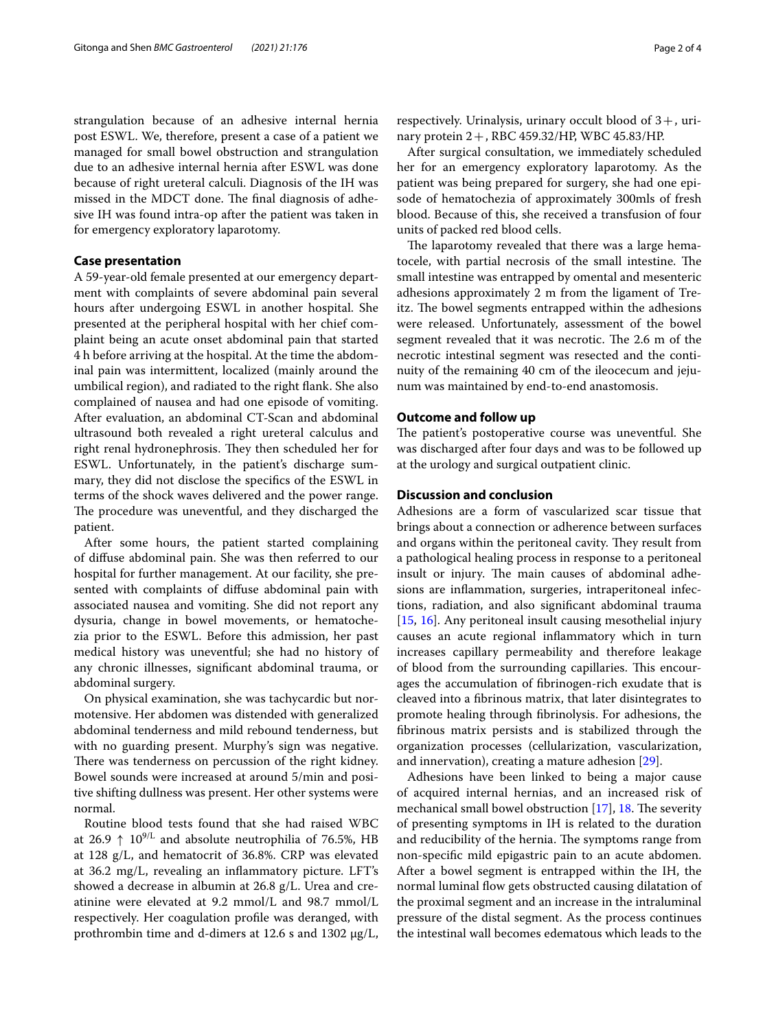strangulation because of an adhesive internal hernia post ESWL. We, therefore, present a case of a patient we managed for small bowel obstruction and strangulation due to an adhesive internal hernia after ESWL was done because of right ureteral calculi. Diagnosis of the IH was missed in the MDCT done. The final diagnosis of adhesive IH was found intra-op after the patient was taken in for emergency exploratory laparotomy.

## Case presentation

A 59-year-old female presented at our emergency department with complaints of severe abdominal pain several hours after undergoing ESWL in another hospital. She presented at the peripheral hospital with her chief complaint being an acute onset abdominal pain that started 4 h before arriving at the hospital. At the time the abdominal pain was intermittent, localized (mainly around the umbilical region), and radiated to the right flank. She also complained of nausea and had one episode of vomiting. After evaluation, an abdominal CT-Scan and abdominal ultrasound both revealed a right ureteral calculus and right renal hydronephrosis. They then scheduled her for ESWL. Unfortunately, in the patient's discharge summary, they did not disclose the specifics of the ESWL in terms of the shock waves delivered and the power range. The procedure was uneventful, and they discharged the patient.

After some hours, the patient started complaining of diffuse abdominal pain. She was then referred to our hospital for further management. At our facility, she presented with complaints of diffuse abdominal pain with associated nausea and vomiting. She did not report any dysuria, change in bowel movements, or hematochezia prior to the ESWL. Before this admission, her past medical history was uneventful; she had no history of any chronic illnesses, significant abdominal trauma, or abdominal surgery.

On physical examination, she was tachycardic but normotensive. Her abdomen was distended with generalized abdominal tenderness and mild rebound tenderness, but with no guarding present. Murphy's sign was negative. There was tenderness on percussion of the right kidney. Bowel sounds were increased at around 5/min and positive shifting dullness was present. Her other systems were normal.

Routine blood tests found that she had raised WBC at 26.9 ↑ $10^{9/L}$ and absolute neutrophilia of 76.5%, HB at 128 g/L, and hematocrit of 36.8%. CRP was elevated at 36.2 mg/L, revealing an inflammatory picture. LFT's showed a decrease in albumin at 26.8 g/L. Urea and creatinine were elevated at 9.2 mmol/L and 98.7 mmol/L respectively. Her coagulation profile was deranged, with prothrombin time and d-dimers at 12.6 s and 1302 μg/L, respectively. Urinalysis, urinary occult blood of 3+, urinary protein 2+, RBC 459.32/HP, WBC 45.83/HP.

After surgical consultation, we immediately scheduled her for an emergency exploratory laparotomy. As the patient was being prepared for surgery, she had one episode of hematochezia of approximately 300mls of fresh blood. Because of this, she received a transfusion of four units of packed red blood cells.

The laparotomy revealed that there was a large hematocele, with partial necrosis of the small intestine. The small intestine was entrapped by omental and mesenteric adhesions approximately 2 m from the ligament of Treitz. The bowel segments entrapped within the adhesions were released. Unfortunately, assessment of the bowel segment revealed that it was necrotic. The 2.6 m of the necrotic intestinal segment was resected and the continuity of the remaining 40 cm of the ileocecum and jejunum was maintained by end-to-end anastomosis.

## Outcome and follow up

The patient's postoperative course was uneventful. She was discharged after four days and was to be followed up at the urology and surgical outpatient clinic.

## Discussion and conclusion

Adhesions are a form of vascularized scar tissue that brings about a connection or adherence between surfaces and organs within the peritoneal cavity. They result from a pathological healing process in response to a peritoneal insult or injury. The main causes of abdominal adhesions are inflammation, surgeries, intraperitoneal infections, radiation, and also significant abdominal trauma [15, 16]. Any peritoneal insult causing mesothelial injury causes an acute regional inflammatory which in turn increases capillary permeability and therefore leakage of blood from the surrounding capillaries. This encourages the accumulation of fibrinogen-rich exudate that is cleaved into a fibrinous matrix, that later disintegrates to promote healing through fibrinolysis. For adhesions, the fibrinous matrix persists and is stabilized through the organization processes (cellularization, vascularization, and innervation), creating a mature adhesion [29].

Adhesions have been linked to being a major cause of acquired internal hernias, and an increased risk of mechanical small bowel obstruction [17], 18. The severity of presenting symptoms in IH is related to the duration and reducibility of the hernia. The symptoms range from non-specific mild epigastric pain to an acute abdomen. After a bowel segment is entrapped within the IH, the normal luminal flow gets obstructed causing dilatation of the proximal segment and an increase in the intraluminal pressure of the distal segment. As the process continues the intestinal wall becomes edematous which leads to the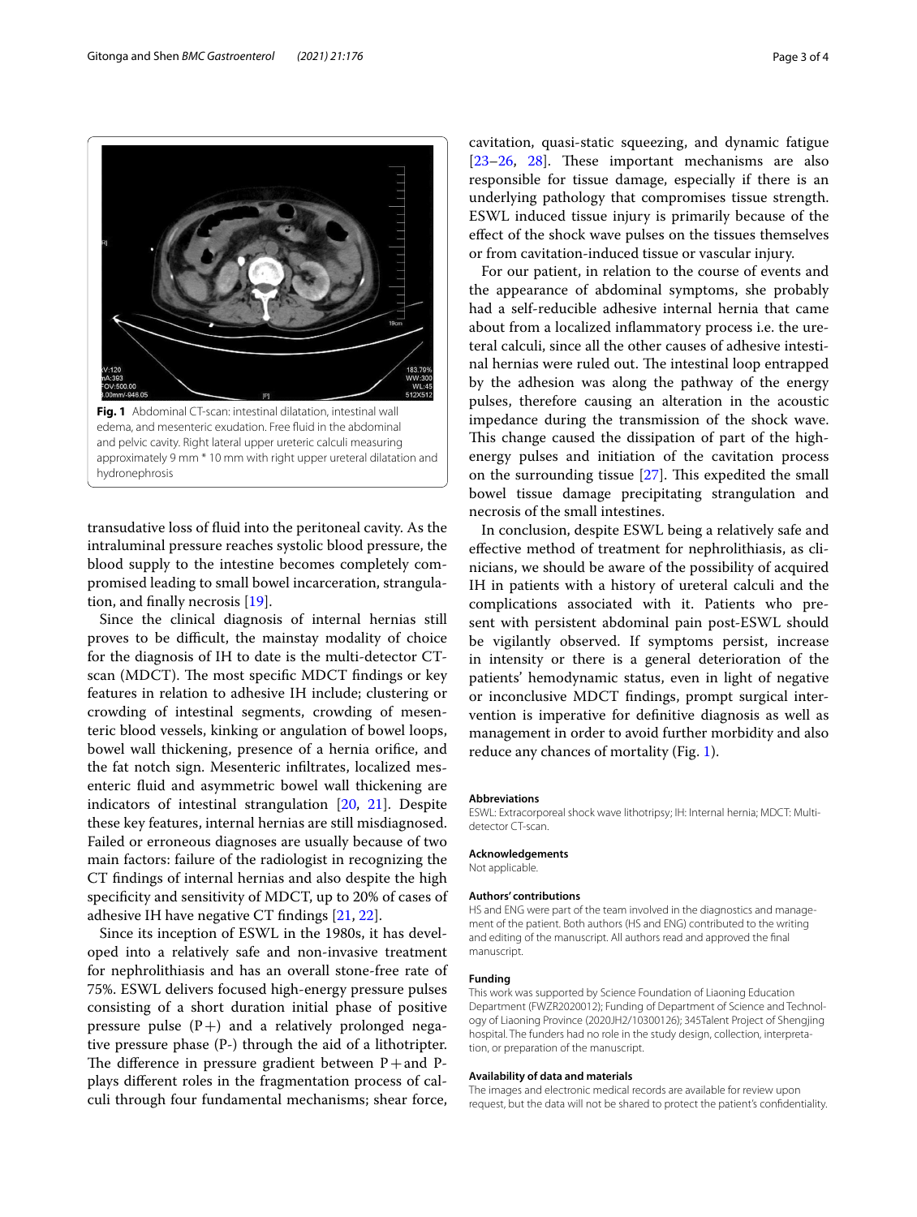Fig. 1 Abdominal CT-scan: intestinal dilatation, intestinal wall edema, and mesenteric exudation. Free fluid in the abdominal and pelvic cavity. Right lateral upper ureteric calculi measuring approximately 9 mm * 10 mm with right upper ureteral dilatation and hydronephrosis

transudative loss of fluid into the peritoneal cavity. As the intraluminal pressure reaches systolic blood pressure, the blood supply to the intestine becomes completely compromised leading to small bowel incarceration, strangulation, and finally necrosis [19].

Since the clinical diagnosis of internal hernias still proves to be difficult, the mainstay modality of choice for the diagnosis of IH to date is the multi-detector CT-scan (MDCT). The most specific MDCT findings or key features in relation to adhesive IH include; clustering or crowding of intestinal segments, crowding of mesenteric blood vessels, kinking or angulation of bowel loops, bowel wall thickening, presence of a hernia orifice, and the fat notch sign. Mesenteric infiltrates, localized mesenteric fluid and asymmetric bowel wall thickening are indicators of intestinal strangulation [20, 21]. Despite these key features, internal hernias are still misdiagnosed. Failed or erroneous diagnoses are usually because of two main factors: failure of the radiologist in recognizing the CT findings of internal hernias and also despite the high specificity and sensitivity of MDCT, up to 20% of cases of adhesive IH have negative CT findings [21, 22].

Since its inception of ESWL in the 1980s, it has developed into a relatively safe and non-invasive treatment for nephrolithiasis and has an overall stone-free rate of 75%. ESWL delivers focused high-energy pressure pulses consisting of a short duration initial phase of positive pressure pulse (P+) and a relatively prolonged negative pressure phase (P-) through the aid of a lithotripter. The difference in pressure gradient between P+ and P- plays different roles in the fragmentation process of calculi through four fundamental mechanisms; shear force, cavitation, quasi-static squeezing, and dynamic fatigue [23–26, 28]. These important mechanisms are also responsible for tissue damage, especially if there is an underlying pathology that compromises tissue strength. ESWL induced tissue injury is primarily because of the effect of the shock wave pulses on the tissues themselves or from cavitation-induced tissue or vascular injury.

For our patient, in relation to the course of events and the appearance of abdominal symptoms, she probably had a self-reducible adhesive internal hernia that came about from a localized inflammatory process i.e. the ureteral calculi, since all the other causes of adhesive intestinal hernias were ruled out. The intestinal loop entrapped by the adhesion was along the pathway of the energy pulses, therefore causing an alteration in the acoustic impedance during the transmission of the shock wave. This change caused the dissipation of part of the high-energy pulses and initiation of the cavitation process on the surrounding tissue [27]. This expedited the small bowel tissue damage precipitating strangulation and necrosis of the small intestines.

In conclusion, despite ESWL being a relatively safe and effective method of treatment for nephrolithiasis, as clinicians, we should be aware of the possibility of acquired IH in patients with a history of ureteral calculi and the complications associated with it. Patients who present with persistent abdominal pain post-ESWL should be vigilantly observed. If symptoms persist, increase in intensity or there is a general deterioration of the patients' hemodynamic status, even in light of negative or inconclusive MDCT findings, prompt surgical intervention is imperative for definitive diagnosis as well as management in order to avoid further morbidity and also reduce any chances of mortality (Fig. 1).

#### Abbreviations

ESWL: Extracorporeal shock wave lithotripsy; IH: Internal hernia; MDCT: Multi-detector CT-scan.

#### Acknowledgements

Not applicable.

#### Authors' contributions

HS and ENG were part of the team involved in the diagnostics and management of the patient. Both authors (HS and ENG) contributed to the writing and editing of the manuscript. All authors read and approved the final manuscript.

#### Funding

This work was supported by Science Foundation of Liaoning Education Department (FWZR2020012); Funding of Department of Science and Technology of Liaoning Province (2020JH2/10300126); 345Talent Project of Shengjing hospital. The funders had no role in the study design, collection, interpretation, or preparation of the manuscript.

#### Availability of data and materials

The images and electronic medical records are available for review upon request, but the data will not be shared to protect the patient's confidentiality.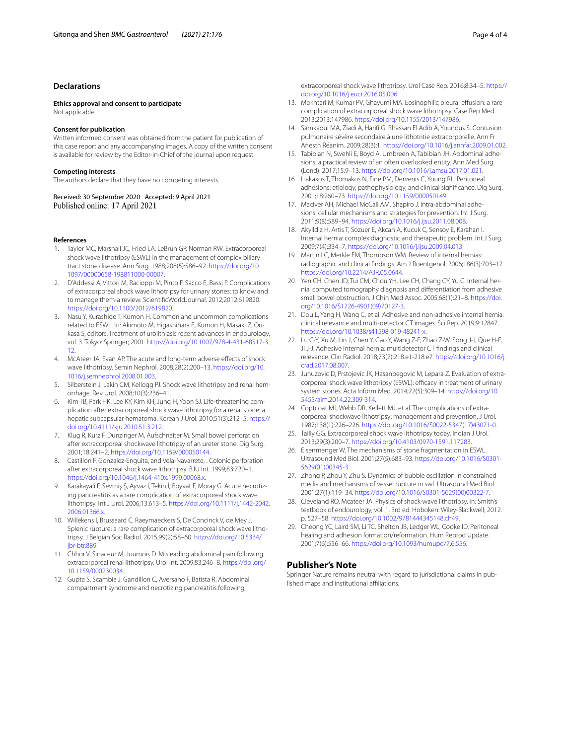## Declarations

### Ethics approval and consent to participate
Not applicable.

### Consent for publication
Written informed consent was obtained from the patient for publication of this case report and any accompanying images. A copy of the written consent is available for review by the Editor-in-Chief of the journal upon request.

### Competing interests
The authors declare that they have no competing interests.

Received: 30 September 2020 Accepted: 9 April 2021
Published online: 17 April 2021

### References

1. Taylor MC, Marshall JC, Fried LA, LeBrun GP, Norman RW. Extracorporeal shock wave lithotripsy (ESWL) in the management of complex biliary tract stone disease. Ann Surg. 1988;208(5):586–92. https://doi.org/10.1097/00000658-198811000-00007.
2. D'Addessi A, Vittori M, Racioppi M, Pinto F, Sacco E, Bassi P. Complications of extracorporeal shock wave lithotripsy for urinary stones: to know and to manage them-a review. ScientificWorldJournal. 2012;2012:619820. https://doi.org/10.1100/2012/619820.
3. Nasu Y, Kurashige T, Kumon H. Common and uncommon complications related to ESWL. In: Akimoto M, Higashihara E, Kumon H, Masaki Z, Orikasa S, editors. Treatment of urolithiasis recent advances in endourology, vol. 3. Tokyo: Springer; 2001. https://doi.org/10.1007/978-4-431-68517-3_12.
4. McAteer JA, Evan AP. The acute and long-term adverse effects of shock wave lithotripsy. Semin Nephrol. 2008;28(2):200–13. https://doi.org/10.1016/j.semnephrol.2008.01.003.
5. Silberstein J, Lakin CM, Kellogg PJ. Shock wave lithotripsy and renal hemorrhage. Rev Urol. 2008;10(3):236–41.
6. Kim TB, Park HK, Lee KY, Kim KH, Jung H, Yoon SJ. Life-threatening complication after extracorporeal shock wave lithotripsy for a renal stone: a hepatic subcapsular hematoma. Korean J Urol. 2010;51(3):212–5. https://doi.org/10.4111/kju.2010.51.3.212.
7. Klug R, Kurz F, Dunzinger M, Aufschnaiter M. Small bowel perforation after extracorporeal shockwave lithotripsy of an ureter stone. Dig Surg. 2001;18:241–2. https://doi.org/10.1159/000050144.
8. Castillon F, Gonzalez-Enguita, and Vela-Navarrete, . Colonic perforation after extracorporeal shock wave lithotripsy. BJU Int. 1999;83:720–1. https://doi.org/10.1046/j.1464-410x.1999.00068.x.
9. Karakayali F, Sevmiş Ş, Ayvaz İ, Tekin İ, Boyvat F, Moray G. Acute necrotizing pancreatitis as a rare complication of extracorporeal shock wave lithotripsy. Int J Urol. 2006;13:613–5. https://doi.org/10.1111/j.1442-2042.2006.01366.x.
10. Willekens I, Brussaard C, Raeymaeckers S, De Concinck V, de Mey J. Splenic rupture: a rare complication of extracorporeal shock wave lithotripsy. J Belgian Soc Radiol. 2015;99(2):58–60. https://doi.org/10.5334/jbr-btr.889.
11. Chhor V, Sinaceur M, Journois D. Misleading abdominal pain following extracorporeal renal lithotripsy. Urol Int. 2009;83:246–8. https://doi.org/10.1159/000230034.
12. Gupta S, Scambia J, Gandillon C, Aversano F, Batista R. Abdominal compartment syndrome and necrotizing pancreatitis following extracorporeal shock wave lithotripsy. Urol Case Rep. 2016;8:34–5. https://doi.org/10.1016/j.eucr.2016.05.006.
13. Mokhtari M, Kumar PV, Ghayumi MA. Eosinophilic pleural effusion: a rare complication of extracorporeal shock wave lithotripsy. Case Rep Med. 2013;2013:147986. https://doi.org/10.1155/2013/147986.
14. Samkaoui MA, Ziadi A, Harifi G, Rhassan El Adib A, Younous S. Contusion pulmonaire sévère secondaire à une lithotritie extracorporelle. Ann Fr Anesth Réanim. 2009;28(3):1. https://doi.org/10.1016/j.annfar.2009.01.002.
15. Tabibian N, Swehli E, Boyd A, Umbreen A, Tabibian JH. Abdominal adhesions: a practical review of an often overlooked entity. Ann Med Surg (Lond). 2017;15:9–13. https://doi.org/10.1016/j.amsu.2017.01.021.
16. Liakakos T, Thomakos N, Fine PM, Dervenis C, Young RL. Peritoneal adhesions: etiology, pathophysiology, and clinical significance. Dig Surg. 2001;18:260–73. https://doi.org/10.1159/000050149.
17. Maciver AH, Michael McCall AM, Shapiro J. Intra-abdominal adhesions: cellular mechanisms and strategies for prevention. Int J Surg. 2011;9(8):589–94. https://doi.org/10.1016/j.ijsu.2011.08.008.
18. Akyildiz H, Artis T, Sozuer E, Akcan A, Kucuk C, Sensoy E, Karahan I. Internal hernia: complex diagnostic and therapeutic problem. Int J Surg. 2009;7(4):334–7. https://doi.org/10.1016/j.ijsu.2009.04.013.
19. Martin LC, Merkle EM, Thompson WM. Review of internal hernias: radiographic and clinical findings. Am J Roentgenol. 2006;186(3):703–17. https://doi.org/10.2214/AJR.05.0644.
20. Yen CH, Chen JD, Tui CM, Chou YH, Lee CH, Chang CY, Yu C. Internal hernia: computed tomography diagnosis and differentiation from adhesive small bowel obstruction. J Chin Med Assoc. 2005;68(1):21–8. https://doi.org/10.1016/S1726-4901(09)70127-3.
21. Dou L, Yang H, Wang C, et al. Adhesive and non-adhesive internal hernia: clinical relevance and multi-detector CT images. Sci Rep. 2019;9:12847. https://doi.org/10.1038/s41598-019-48241-x.
22. Lu C-Y, Xu M, Lin J, Chen Y, Gao Y, Wang Z-F, Zhao Z-W, Song J-J, Que H-F, Ji J-J. Adhesive internal hernia: multidetector CT findings and clinical relevance. Clin Radiol. 2018;73(2):218.e1-218.e7. https://doi.org/10.1016/j.crad.2017.08.007.
23. Junuzovic D, Prstojevic JK, Hasanbegovic M, Lepara Z. Evaluation of extracorporeal shock wave lithotripsy (ESWL): efficacy in treatment of urinary system stones. Acta Inform Med. 2014;22(5):309–14. https://doi.org/10.5455/aim.2014.22.309-314.
24. Coptcoat MJ, Webb DR, Kellett MJ, et al. The complications of extracorporeal shockwave lithotripsy: management and prevention. J Urol. 1987;138(1):226–226. https://doi.org/10.1016/S0022-5347(17)43071-0.
25. Tailly GG. Extracorporeal shock wave lithotripsy today. Indian J Urol. 2013;29(3):200–7. https://doi.org/10.4103/0970-1591.117283.
26. Eisenmenger W. The mechanisms of stone fragmentation in ESWL. Ultrasound Med Biol. 2001;27(5):683–93. https://doi.org/10.1016/S0301-5629(01)00345-3.
27. Zhong P, Zhou Y, Zhu S. Dynamics of bubble oscillation in constrained media and mechanisms of vessel rupture in swl. Ultrasound Med Biol. 2001;27(1):119–34. https://doi.org/10.1016/S0301-5629(00)00322-7.
28. Cleveland RO, Mcateer JA. Physics of shock-wave lithotripsy. In: Smith's textbook of endourology, vol. 1. 3rd ed. Hoboken: Wiley-Blackwell; 2012. p. 527–58. https://doi.org/10.1002/9781444345148.ch49.
29. Cheong YC, Laird SM, Li TC, Shelton JB, Ledger WL, Cooke ID. Peritoneal healing and adhesion formation/reformation. Hum Reprod Update. 2001;7(6):556–66. https://doi.org/10.1093/humupd/7.6.556.

## Publisher's Note
Springer Nature remains neutral with regard to jurisdictional claims in published maps and institutional affiliations.